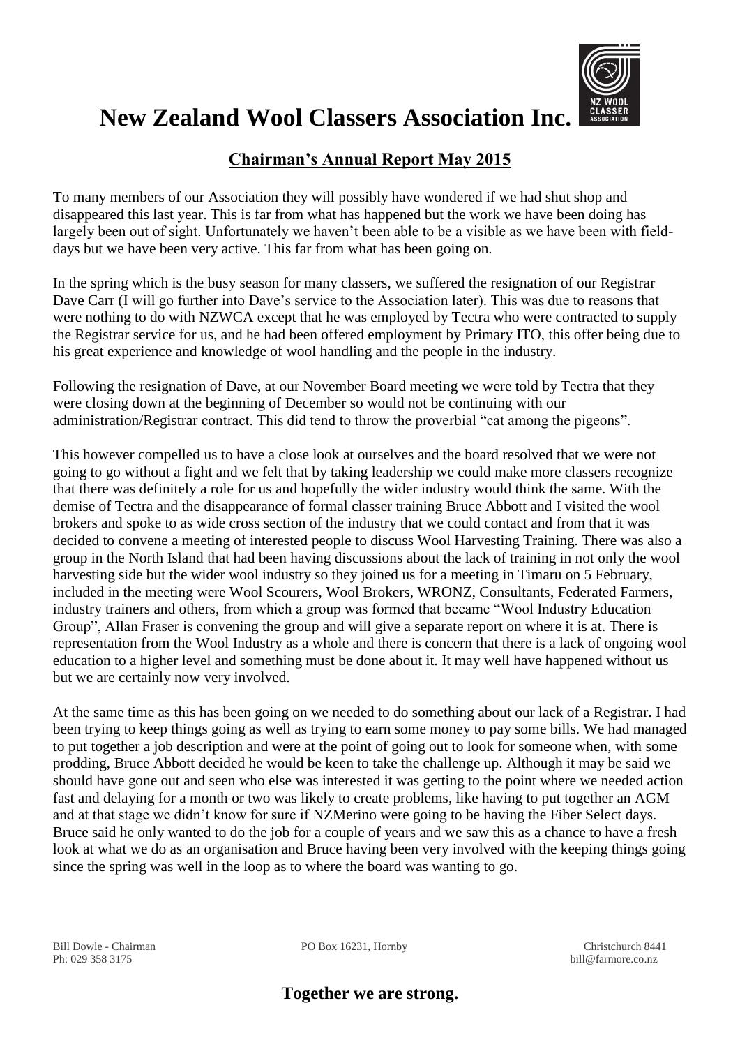# New Zealand Wool Classers Association Inc.

## Chairman's Annual Report May 2015

To many members of our Association they will possibly have wondered if we had shut shop and disappeared this last year. This is far from what has happened but the work we have been doing has largely been out of sight. Unfortunately we haven't been able to be a visible as we have been with field-days but we have been very active. This far from what has been going on.

In the spring which is the busy season for many classers, we suffered the resignation of our Registrar Dave Carr (I will go further into Dave's service to the Association later). This was due to reasons that were nothing to do with NZWCA except that he was employed by Tectra who were contracted to supply the Registrar service for us, and he had been offered employment by Primary ITO, this offer being due to his great experience and knowledge of wool handling and the people in the industry.

Following the resignation of Dave, at our November Board meeting we were told by Tectra that they were closing down at the beginning of December so would not be continuing with our administration/Registrar contract. This did tend to throw the proverbial "cat among the pigeons".

This however compelled us to have a close look at ourselves and the board resolved that we were not going to go without a fight and we felt that by taking leadership we could make more classers recognize that there was definitely a role for us and hopefully the wider industry would think the same. With the demise of Tectra and the disappearance of formal classer training Bruce Abbott and I visited the wool brokers and spoke to as wide cross section of the industry that we could contact and from that it was decided to convene a meeting of interested people to discuss Wool Harvesting Training. There was also a group in the North Island that had been having discussions about the lack of training in not only the wool harvesting side but the wider wool industry so they joined us for a meeting in Timaru on 5 February, included in the meeting were Wool Scourers, Wool Brokers, WRONZ, Consultants, Federated Farmers, industry trainers and others, from which a group was formed that became "Wool Industry Education Group", Allan Fraser is convening the group and will give a separate report on where it is at. There is representation from the Wool Industry as a whole and there is concern that there is a lack of ongoing wool education to a higher level and something must be done about it. It may well have happened without us but we are certainly now very involved.

At the same time as this has been going on we needed to do something about our lack of a Registrar. I had been trying to keep things going as well as trying to earn some money to pay some bills. We had managed to put together a job description and were at the point of going out to look for someone when, with some prodding, Bruce Abbott decided he would be keen to take the challenge up. Although it may be said we should have gone out and seen who else was interested it was getting to the point where we needed action fast and delaying for a month or two was likely to create problems, like having to put together an AGM and at that stage we didn't know for sure if NZMerino were going to be having the Fiber Select days. Bruce said he only wanted to do the job for a couple of years and we saw this as a chance to have a fresh look at what we do as an organisation and Bruce having been very involved with the keeping things going since the spring was well in the loop as to where the board was wanting to go.

Bill Dowle - Chairman
Ph: 029 358 3175

PO Box 16231, Hornby

Christchurch 8441
bill@farmore.co.nz

**Together we are strong.**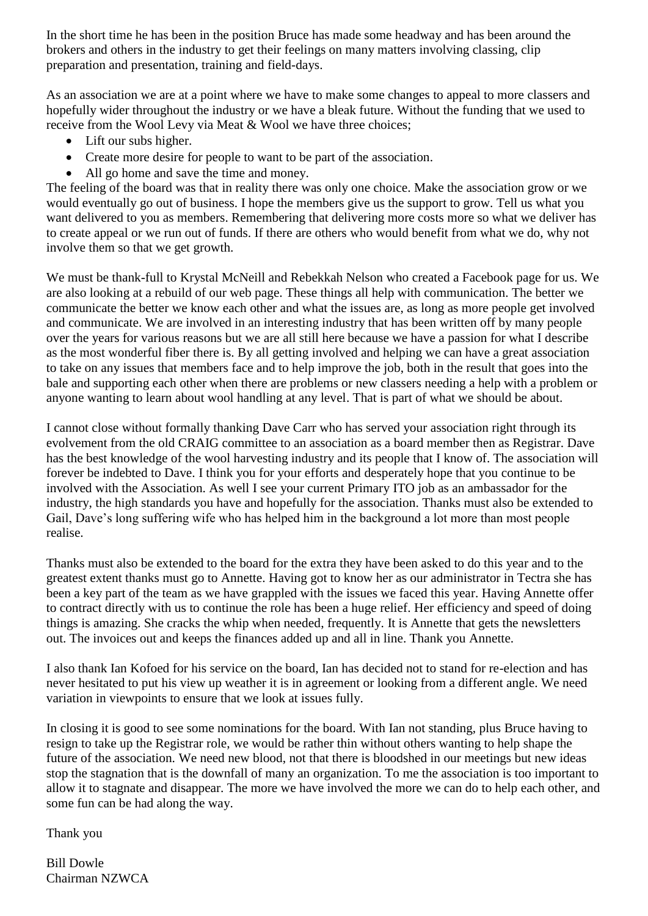In the short time he has been in the position Bruce has made some headway and has been around the brokers and others in the industry to get their feelings on many matters involving classing, clip preparation and presentation, training and field-days.

As an association we are at a point where we have to make some changes to appeal to more classers and hopefully wider throughout the industry or we have a bleak future. Without the funding that we used to receive from the Wool Levy via Meat & Wool we have three choices;

- Lift our subs higher.
- Create more desire for people to want to be part of the association.
- All go home and save the time and money.

The feeling of the board was that in reality there was only one choice. Make the association grow or we would eventually go out of business. I hope the members give us the support to grow. Tell us what you want delivered to you as members. Remembering that delivering more costs more so what we deliver has to create appeal or we run out of funds. If there are others who would benefit from what we do, why not involve them so that we get growth.

We must be thank-full to Krystal McNeill and Rebekkah Nelson who created a Facebook page for us. We are also looking at a rebuild of our web page. These things all help with communication. The better we communicate the better we know each other and what the issues are, as long as more people get involved and communicate. We are involved in an interesting industry that has been written off by many people over the years for various reasons but we are all still here because we have a passion for what I describe as the most wonderful fiber there is. By all getting involved and helping we can have a great association to take on any issues that members face and to help improve the job, both in the result that goes into the bale and supporting each other when there are problems or new classers needing a help with a problem or anyone wanting to learn about wool handling at any level. That is part of what we should be about.

I cannot close without formally thanking Dave Carr who has served your association right through its evolvement from the old CRAIG committee to an association as a board member then as Registrar. Dave has the best knowledge of the wool harvesting industry and its people that I know of. The association will forever be indebted to Dave. I think you for your efforts and desperately hope that you continue to be involved with the Association. As well I see your current Primary ITO job as an ambassador for the industry, the high standards you have and hopefully for the association. Thanks must also be extended to Gail, Dave's long suffering wife who has helped him in the background a lot more than most people realise.

Thanks must also be extended to the board for the extra they have been asked to do this year and to the greatest extent thanks must go to Annette. Having got to know her as our administrator in Tectra she has been a key part of the team as we have grappled with the issues we faced this year. Having Annette offer to contract directly with us to continue the role has been a huge relief. Her efficiency and speed of doing things is amazing. She cracks the whip when needed, frequently. It is Annette that gets the newsletters out. The invoices out and keeps the finances added up and all in line. Thank you Annette.

I also thank Ian Kofoed for his service on the board, Ian has decided not to stand for re-election and has never hesitated to put his view up weather it is in agreement or looking from a different angle. We need variation in viewpoints to ensure that we look at issues fully.

In closing it is good to see some nominations for the board. With Ian not standing, plus Bruce having to resign to take up the Registrar role, we would be rather thin without others wanting to help shape the future of the association. We need new blood, not that there is bloodshed in our meetings but new ideas stop the stagnation that is the downfall of many an organization. To me the association is too important to allow it to stagnate and disappear. The more we have involved the more we can do to help each other, and some fun can be had along the way.

Thank you

Bill Dowle
Chairman NZWCA